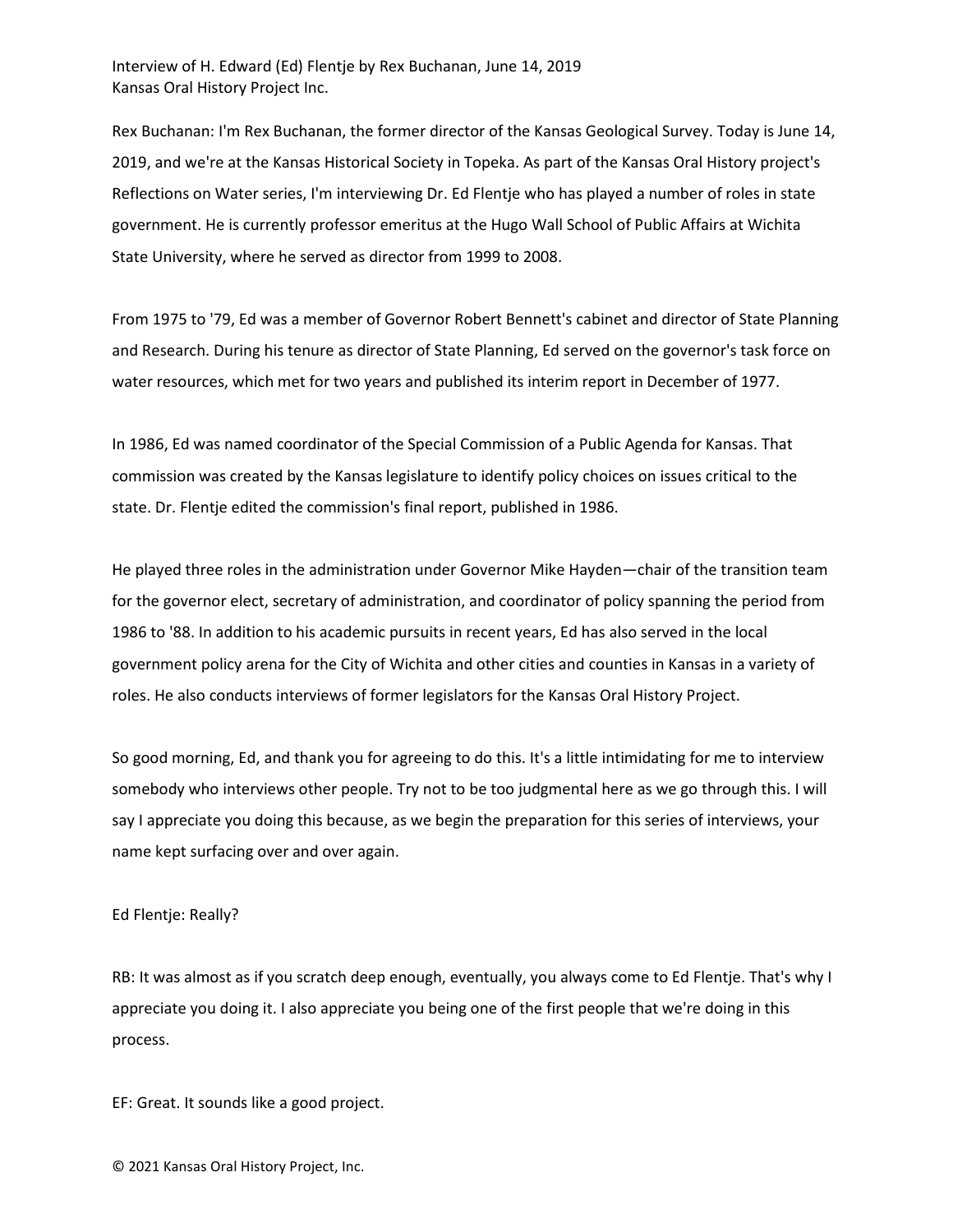Interview of H. Edward (Ed) Flentje by Rex Buchanan, June 14, 2019
Kansas Oral History Project Inc.

Rex Buchanan: I'm Rex Buchanan, the former director of the Kansas Geological Survey. Today is June 14, 2019, and we're at the Kansas Historical Society in Topeka. As part of the Kansas Oral History project's Reflections on Water series, I'm interviewing Dr. Ed Flentje who has played a number of roles in state government. He is currently professor emeritus at the Hugo Wall School of Public Affairs at Wichita State University, where he served as director from 1999 to 2008.

From 1975 to '79, Ed was a member of Governor Robert Bennett's cabinet and director of State Planning and Research. During his tenure as director of State Planning, Ed served on the governor's task force on water resources, which met for two years and published its interim report in December of 1977.

In 1986, Ed was named coordinator of the Special Commission of a Public Agenda for Kansas. That commission was created by the Kansas legislature to identify policy choices on issues critical to the state. Dr. Flentje edited the commission's final report, published in 1986.

He played three roles in the administration under Governor Mike Hayden—chair of the transition team for the governor elect, secretary of administration, and coordinator of policy spanning the period from 1986 to '88. In addition to his academic pursuits in recent years, Ed has also served in the local government policy arena for the City of Wichita and other cities and counties in Kansas in a variety of roles. He also conducts interviews of former legislators for the Kansas Oral History Project.

So good morning, Ed, and thank you for agreeing to do this. It's a little intimidating for me to interview somebody who interviews other people. Try not to be too judgmental here as we go through this. I will say I appreciate you doing this because, as we begin the preparation for this series of interviews, your name kept surfacing over and over again.

Ed Flentje: Really?

RB: It was almost as if you scratch deep enough, eventually, you always come to Ed Flentje. That's why I appreciate you doing it. I also appreciate you being one of the first people that we're doing in this process.

EF: Great. It sounds like a good project.

© 2021 Kansas Oral History Project, Inc.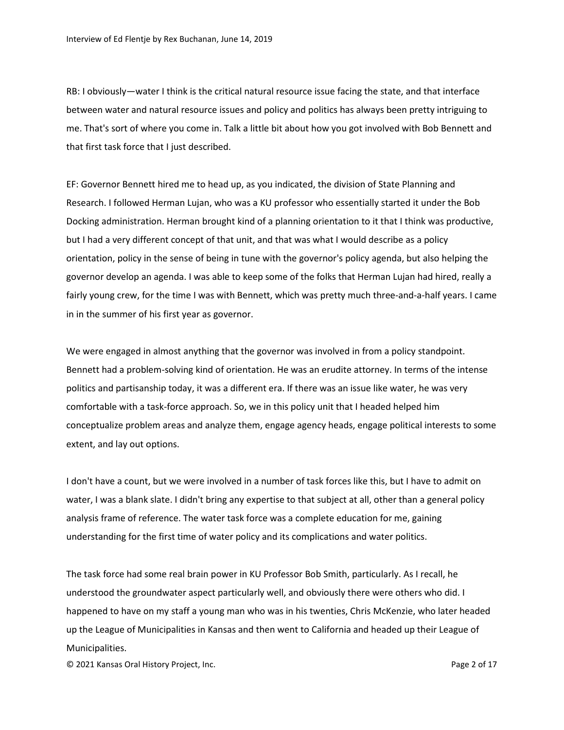RB: I obviously—water I think is the critical natural resource issue facing the state, and that interface between water and natural resource issues and policy and politics has always been pretty intriguing to me. That's sort of where you come in. Talk a little bit about how you got involved with Bob Bennett and that first task force that I just described.

EF: Governor Bennett hired me to head up, as you indicated, the division of State Planning and Research. I followed Herman Lujan, who was a KU professor who essentially started it under the Bob Docking administration. Herman brought kind of a planning orientation to it that I think was productive, but I had a very different concept of that unit, and that was what I would describe as a policy orientation, policy in the sense of being in tune with the governor's policy agenda, but also helping the governor develop an agenda. I was able to keep some of the folks that Herman Lujan had hired, really a fairly young crew, for the time I was with Bennett, which was pretty much three-and-a-half years. I came in in the summer of his first year as governor.

We were engaged in almost anything that the governor was involved in from a policy standpoint. Bennett had a problem-solving kind of orientation. He was an erudite attorney. In terms of the intense politics and partisanship today, it was a different era. If there was an issue like water, he was very comfortable with a task-force approach. So, we in this policy unit that I headed helped him conceptualize problem areas and analyze them, engage agency heads, engage political interests to some extent, and lay out options.

I don't have a count, but we were involved in a number of task forces like this, but I have to admit on water, I was a blank slate. I didn't bring any expertise to that subject at all, other than a general policy analysis frame of reference. The water task force was a complete education for me, gaining understanding for the first time of water policy and its complications and water politics.

The task force had some real brain power in KU Professor Bob Smith, particularly. As I recall, he understood the groundwater aspect particularly well, and obviously there were others who did. I happened to have on my staff a young man who was in his twenties, Chris McKenzie, who later headed up the League of Municipalities in Kansas and then went to California and headed up their League of Municipalities.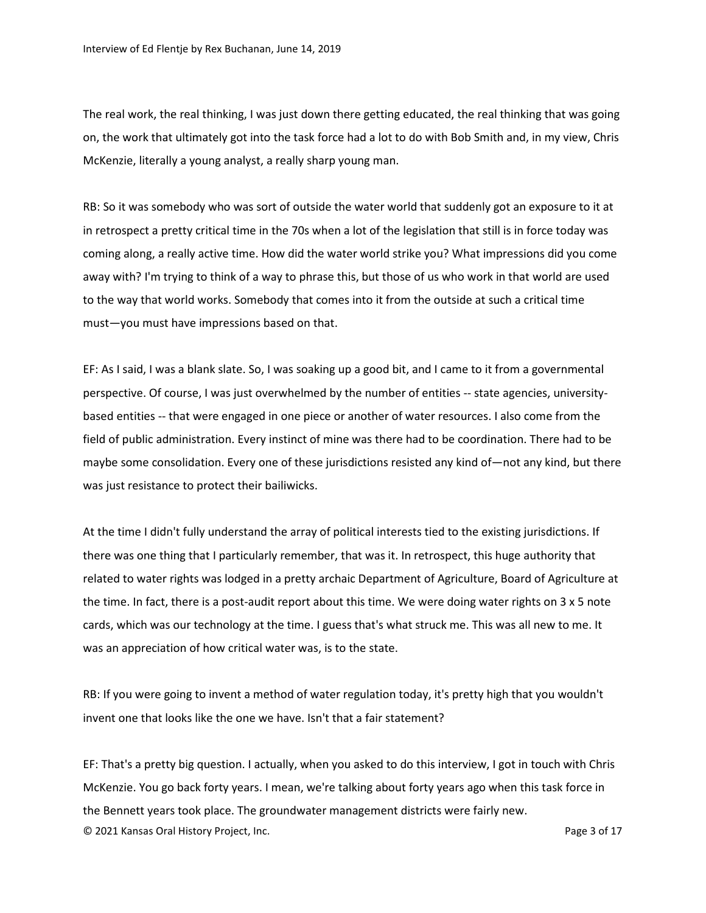The real work, the real thinking, I was just down there getting educated, the real thinking that was going on, the work that ultimately got into the task force had a lot to do with Bob Smith and, in my view, Chris McKenzie, literally a young analyst, a really sharp young man.

RB: So it was somebody who was sort of outside the water world that suddenly got an exposure to it at in retrospect a pretty critical time in the 70s when a lot of the legislation that still is in force today was coming along, a really active time. How did the water world strike you? What impressions did you come away with? I'm trying to think of a way to phrase this, but those of us who work in that world are used to the way that world works. Somebody that comes into it from the outside at such a critical time must—you must have impressions based on that.

EF: As I said, I was a blank slate. So, I was soaking up a good bit, and I came to it from a governmental perspective. Of course, I was just overwhelmed by the number of entities -- state agencies, university-based entities -- that were engaged in one piece or another of water resources. I also come from the field of public administration. Every instinct of mine was there had to be coordination. There had to be maybe some consolidation. Every one of these jurisdictions resisted any kind of—not any kind, but there was just resistance to protect their bailiwicks.

At the time I didn't fully understand the array of political interests tied to the existing jurisdictions. If there was one thing that I particularly remember, that was it. In retrospect, this huge authority that related to water rights was lodged in a pretty archaic Department of Agriculture, Board of Agriculture at the time. In fact, there is a post-audit report about this time. We were doing water rights on 3 x 5 note cards, which was our technology at the time. I guess that's what struck me. This was all new to me. It was an appreciation of how critical water was, is to the state.

RB: If you were going to invent a method of water regulation today, it's pretty high that you wouldn't invent one that looks like the one we have. Isn't that a fair statement?

EF: That's a pretty big question. I actually, when you asked to do this interview, I got in touch with Chris McKenzie. You go back forty years. I mean, we're talking about forty years ago when this task force in the Bennett years took place. The groundwater management districts were fairly new.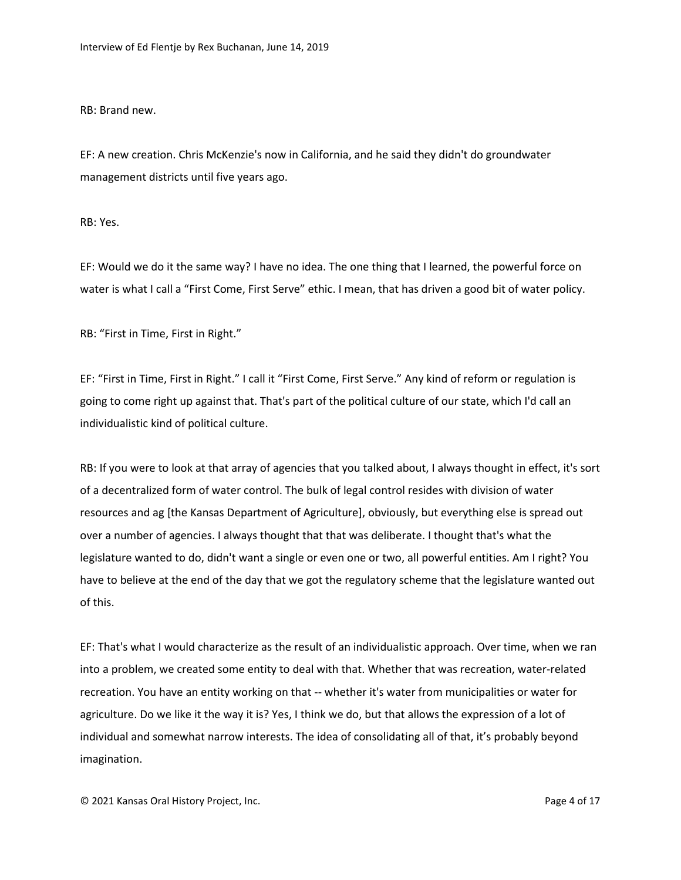RB: Brand new.

EF: A new creation. Chris McKenzie's now in California, and he said they didn't do groundwater management districts until five years ago.

RB: Yes.

EF: Would we do it the same way? I have no idea. The one thing that I learned, the powerful force on water is what I call a "First Come, First Serve" ethic. I mean, that has driven a good bit of water policy.

RB: "First in Time, First in Right."

EF: "First in Time, First in Right." I call it "First Come, First Serve." Any kind of reform or regulation is going to come right up against that. That's part of the political culture of our state, which I'd call an individualistic kind of political culture.

RB: If you were to look at that array of agencies that you talked about, I always thought in effect, it's sort of a decentralized form of water control. The bulk of legal control resides with division of water resources and ag [the Kansas Department of Agriculture], obviously, but everything else is spread out over a number of agencies. I always thought that that was deliberate. I thought that's what the legislature wanted to do, didn't want a single or even one or two, all powerful entities. Am I right? You have to believe at the end of the day that we got the regulatory scheme that the legislature wanted out of this.

EF: That's what I would characterize as the result of an individualistic approach. Over time, when we ran into a problem, we created some entity to deal with that. Whether that was recreation, water-related recreation. You have an entity working on that -- whether it's water from municipalities or water for agriculture. Do we like it the way it is? Yes, I think we do, but that allows the expression of a lot of individual and somewhat narrow interests. The idea of consolidating all of that, it's probably beyond imagination.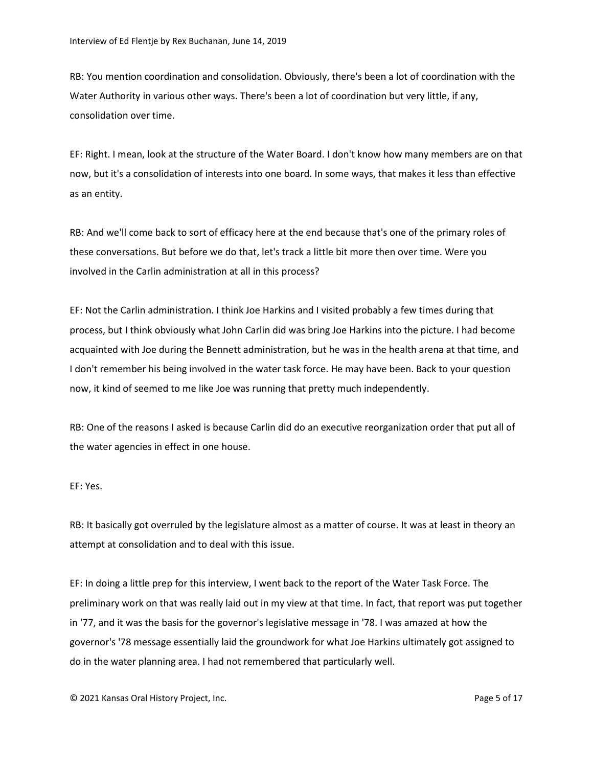RB: You mention coordination and consolidation. Obviously, there's been a lot of coordination with the Water Authority in various other ways. There's been a lot of coordination but very little, if any, consolidation over time.

EF: Right. I mean, look at the structure of the Water Board. I don't know how many members are on that now, but it's a consolidation of interests into one board. In some ways, that makes it less than effective as an entity.

RB: And we'll come back to sort of efficacy here at the end because that's one of the primary roles of these conversations. But before we do that, let's track a little bit more then over time. Were you involved in the Carlin administration at all in this process?

EF: Not the Carlin administration. I think Joe Harkins and I visited probably a few times during that process, but I think obviously what John Carlin did was bring Joe Harkins into the picture. I had become acquainted with Joe during the Bennett administration, but he was in the health arena at that time, and I don't remember his being involved in the water task force. He may have been. Back to your question now, it kind of seemed to me like Joe was running that pretty much independently.

RB: One of the reasons I asked is because Carlin did do an executive reorganization order that put all of the water agencies in effect in one house.

EF: Yes.

RB: It basically got overruled by the legislature almost as a matter of course. It was at least in theory an attempt at consolidation and to deal with this issue.

EF: In doing a little prep for this interview, I went back to the report of the Water Task Force. The preliminary work on that was really laid out in my view at that time. In fact, that report was put together in '77, and it was the basis for the governor's legislative message in '78. I was amazed at how the governor's '78 message essentially laid the groundwork for what Joe Harkins ultimately got assigned to do in the water planning area. I had not remembered that particularly well.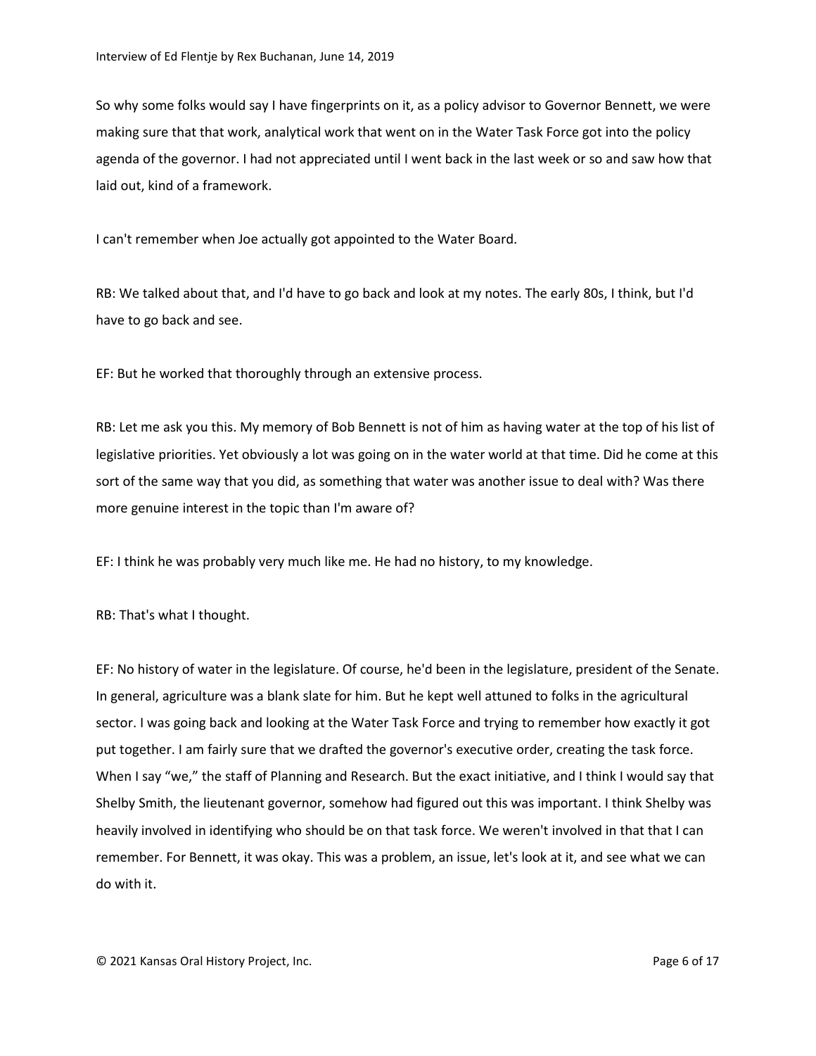So why some folks would say I have fingerprints on it, as a policy advisor to Governor Bennett, we were making sure that that work, analytical work that went on in the Water Task Force got into the policy agenda of the governor. I had not appreciated until I went back in the last week or so and saw how that laid out, kind of a framework.

I can't remember when Joe actually got appointed to the Water Board.

RB: We talked about that, and I'd have to go back and look at my notes. The early 80s, I think, but I'd have to go back and see.

EF: But he worked that thoroughly through an extensive process.

RB: Let me ask you this. My memory of Bob Bennett is not of him as having water at the top of his list of legislative priorities. Yet obviously a lot was going on in the water world at that time. Did he come at this sort of the same way that you did, as something that water was another issue to deal with? Was there more genuine interest in the topic than I'm aware of?

EF: I think he was probably very much like me. He had no history, to my knowledge.

RB: That's what I thought.

EF: No history of water in the legislature. Of course, he'd been in the legislature, president of the Senate. In general, agriculture was a blank slate for him. But he kept well attuned to folks in the agricultural sector. I was going back and looking at the Water Task Force and trying to remember how exactly it got put together. I am fairly sure that we drafted the governor's executive order, creating the task force. When I say "we," the staff of Planning and Research. But the exact initiative, and I think I would say that Shelby Smith, the lieutenant governor, somehow had figured out this was important. I think Shelby was heavily involved in identifying who should be on that task force. We weren't involved in that that I can remember. For Bennett, it was okay. This was a problem, an issue, let's look at it, and see what we can do with it.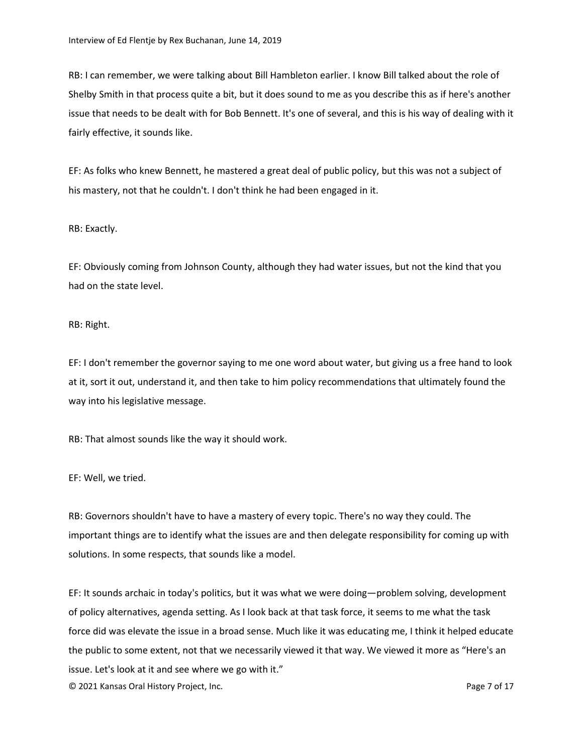RB: I can remember, we were talking about Bill Hambleton earlier. I know Bill talked about the role of Shelby Smith in that process quite a bit, but it does sound to me as you describe this as if here's another issue that needs to be dealt with for Bob Bennett. It's one of several, and this is his way of dealing with it fairly effective, it sounds like.

EF: As folks who knew Bennett, he mastered a great deal of public policy, but this was not a subject of his mastery, not that he couldn't. I don't think he had been engaged in it.

RB: Exactly.

EF: Obviously coming from Johnson County, although they had water issues, but not the kind that you had on the state level.

RB: Right.

EF: I don't remember the governor saying to me one word about water, but giving us a free hand to look at it, sort it out, understand it, and then take to him policy recommendations that ultimately found the way into his legislative message.

RB: That almost sounds like the way it should work.

EF: Well, we tried.

RB: Governors shouldn't have to have a mastery of every topic. There's no way they could. The important things are to identify what the issues are and then delegate responsibility for coming up with solutions. In some respects, that sounds like a model.

EF: It sounds archaic in today's politics, but it was what we were doing—problem solving, development of policy alternatives, agenda setting. As I look back at that task force, it seems to me what the task force did was elevate the issue in a broad sense. Much like it was educating me, I think it helped educate the public to some extent, not that we necessarily viewed it that way. We viewed it more as "Here's an issue. Let's look at it and see where we go with it."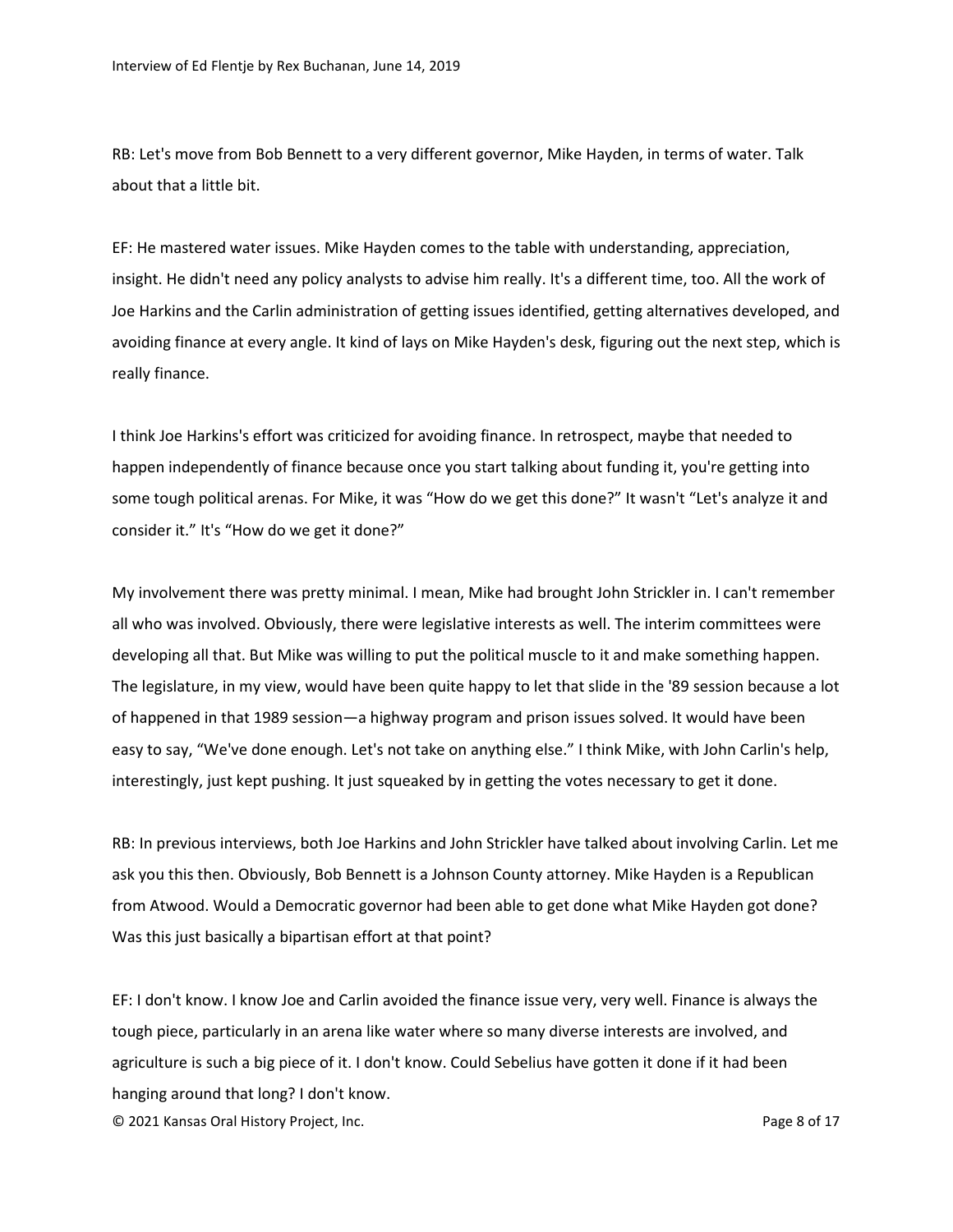RB: Let's move from Bob Bennett to a very different governor, Mike Hayden, in terms of water. Talk about that a little bit.

EF: He mastered water issues. Mike Hayden comes to the table with understanding, appreciation, insight. He didn't need any policy analysts to advise him really. It's a different time, too. All the work of Joe Harkins and the Carlin administration of getting issues identified, getting alternatives developed, and avoiding finance at every angle. It kind of lays on Mike Hayden's desk, figuring out the next step, which is really finance.

I think Joe Harkins's effort was criticized for avoiding finance. In retrospect, maybe that needed to happen independently of finance because once you start talking about funding it, you're getting into some tough political arenas. For Mike, it was "How do we get this done?" It wasn't "Let's analyze it and consider it." It's "How do we get it done?"

My involvement there was pretty minimal. I mean, Mike had brought John Strickler in. I can't remember all who was involved. Obviously, there were legislative interests as well. The interim committees were developing all that. But Mike was willing to put the political muscle to it and make something happen. The legislature, in my view, would have been quite happy to let that slide in the '89 session because a lot of happened in that 1989 session—a highway program and prison issues solved. It would have been easy to say, "We've done enough. Let's not take on anything else." I think Mike, with John Carlin's help, interestingly, just kept pushing. It just squeaked by in getting the votes necessary to get it done.

RB: In previous interviews, both Joe Harkins and John Strickler have talked about involving Carlin. Let me ask you this then. Obviously, Bob Bennett is a Johnson County attorney. Mike Hayden is a Republican from Atwood. Would a Democratic governor had been able to get done what Mike Hayden got done? Was this just basically a bipartisan effort at that point?

EF: I don't know. I know Joe and Carlin avoided the finance issue very, very well. Finance is always the tough piece, particularly in an arena like water where so many diverse interests are involved, and agriculture is such a big piece of it. I don't know. Could Sebelius have gotten it done if it had been hanging around that long? I don't know.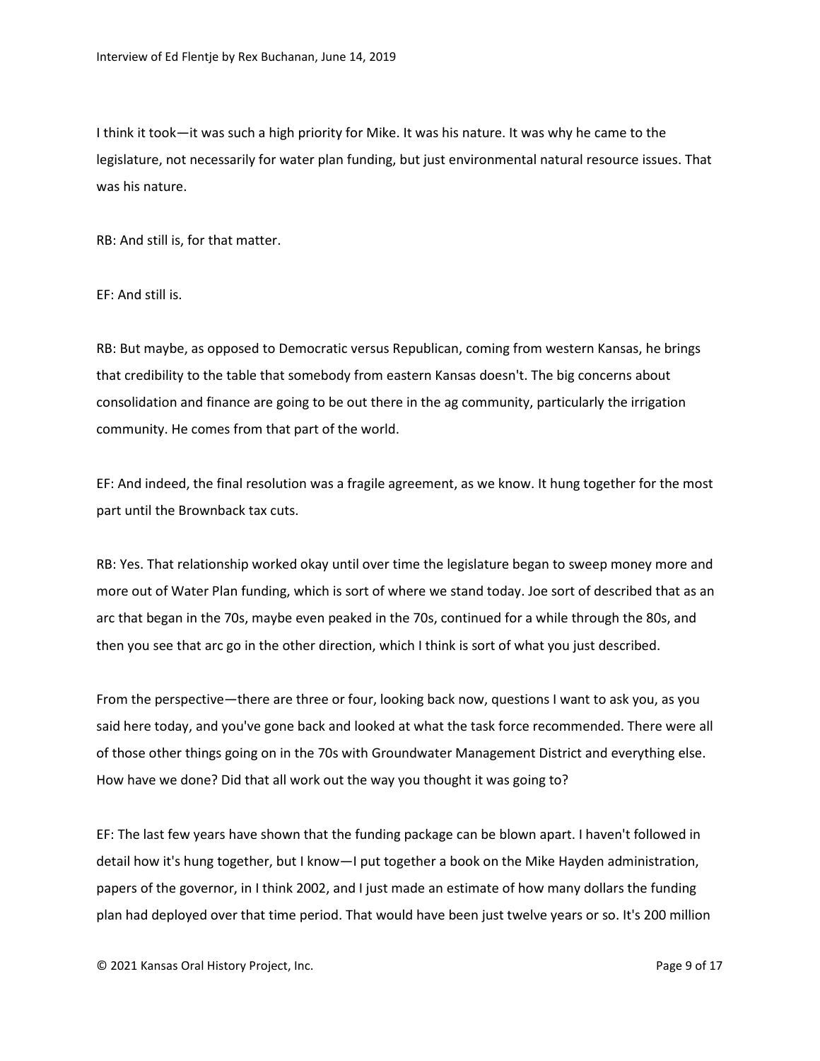I think it took—it was such a high priority for Mike. It was his nature. It was why he came to the legislature, not necessarily for water plan funding, but just environmental natural resource issues. That was his nature.

RB: And still is, for that matter.

EF: And still is.

RB: But maybe, as opposed to Democratic versus Republican, coming from western Kansas, he brings that credibility to the table that somebody from eastern Kansas doesn't. The big concerns about consolidation and finance are going to be out there in the ag community, particularly the irrigation community. He comes from that part of the world.

EF: And indeed, the final resolution was a fragile agreement, as we know. It hung together for the most part until the Brownback tax cuts.

RB: Yes. That relationship worked okay until over time the legislature began to sweep money more and more out of Water Plan funding, which is sort of where we stand today. Joe sort of described that as an arc that began in the 70s, maybe even peaked in the 70s, continued for a while through the 80s, and then you see that arc go in the other direction, which I think is sort of what you just described.

From the perspective—there are three or four, looking back now, questions I want to ask you, as you said here today, and you've gone back and looked at what the task force recommended. There were all of those other things going on in the 70s with Groundwater Management District and everything else. How have we done? Did that all work out the way you thought it was going to?

EF: The last few years have shown that the funding package can be blown apart. I haven't followed in detail how it's hung together, but I know—I put together a book on the Mike Hayden administration, papers of the governor, in I think 2002, and I just made an estimate of how many dollars the funding plan had deployed over that time period. That would have been just twelve years or so. It's 200 million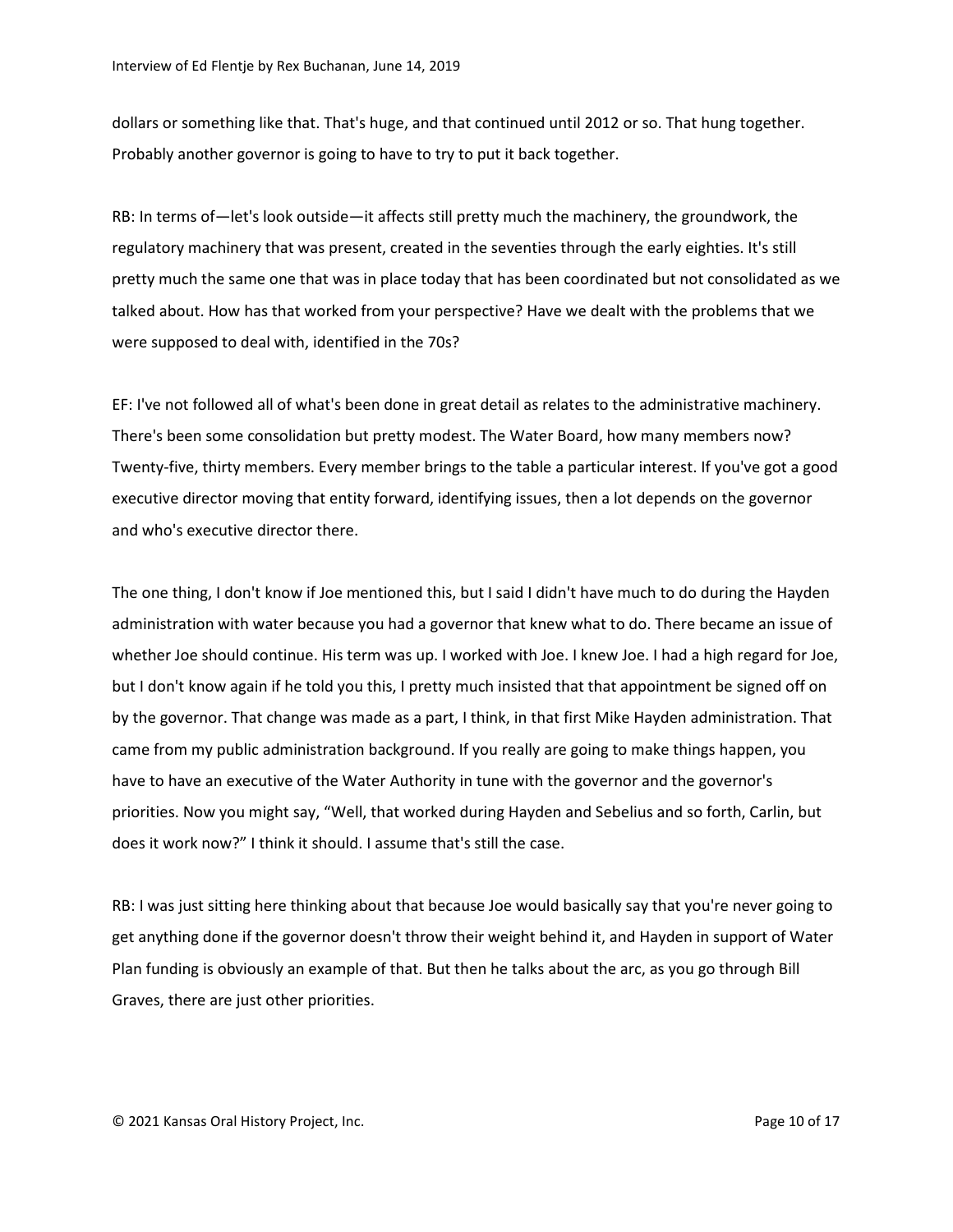dollars or something like that. That's huge, and that continued until 2012 or so. That hung together. Probably another governor is going to have to try to put it back together.

RB: In terms of—let's look outside—it affects still pretty much the machinery, the groundwork, the regulatory machinery that was present, created in the seventies through the early eighties. It's still pretty much the same one that was in place today that has been coordinated but not consolidated as we talked about. How has that worked from your perspective? Have we dealt with the problems that we were supposed to deal with, identified in the 70s?

EF: I've not followed all of what's been done in great detail as relates to the administrative machinery. There's been some consolidation but pretty modest. The Water Board, how many members now? Twenty-five, thirty members. Every member brings to the table a particular interest. If you've got a good executive director moving that entity forward, identifying issues, then a lot depends on the governor and who's executive director there.

The one thing, I don't know if Joe mentioned this, but I said I didn't have much to do during the Hayden administration with water because you had a governor that knew what to do. There became an issue of whether Joe should continue. His term was up. I worked with Joe. I knew Joe. I had a high regard for Joe, but I don't know again if he told you this, I pretty much insisted that that appointment be signed off on by the governor. That change was made as a part, I think, in that first Mike Hayden administration. That came from my public administration background. If you really are going to make things happen, you have to have an executive of the Water Authority in tune with the governor and the governor's priorities. Now you might say, "Well, that worked during Hayden and Sebelius and so forth, Carlin, but does it work now?" I think it should. I assume that's still the case.

RB: I was just sitting here thinking about that because Joe would basically say that you're never going to get anything done if the governor doesn't throw their weight behind it, and Hayden in support of Water Plan funding is obviously an example of that. But then he talks about the arc, as you go through Bill Graves, there are just other priorities.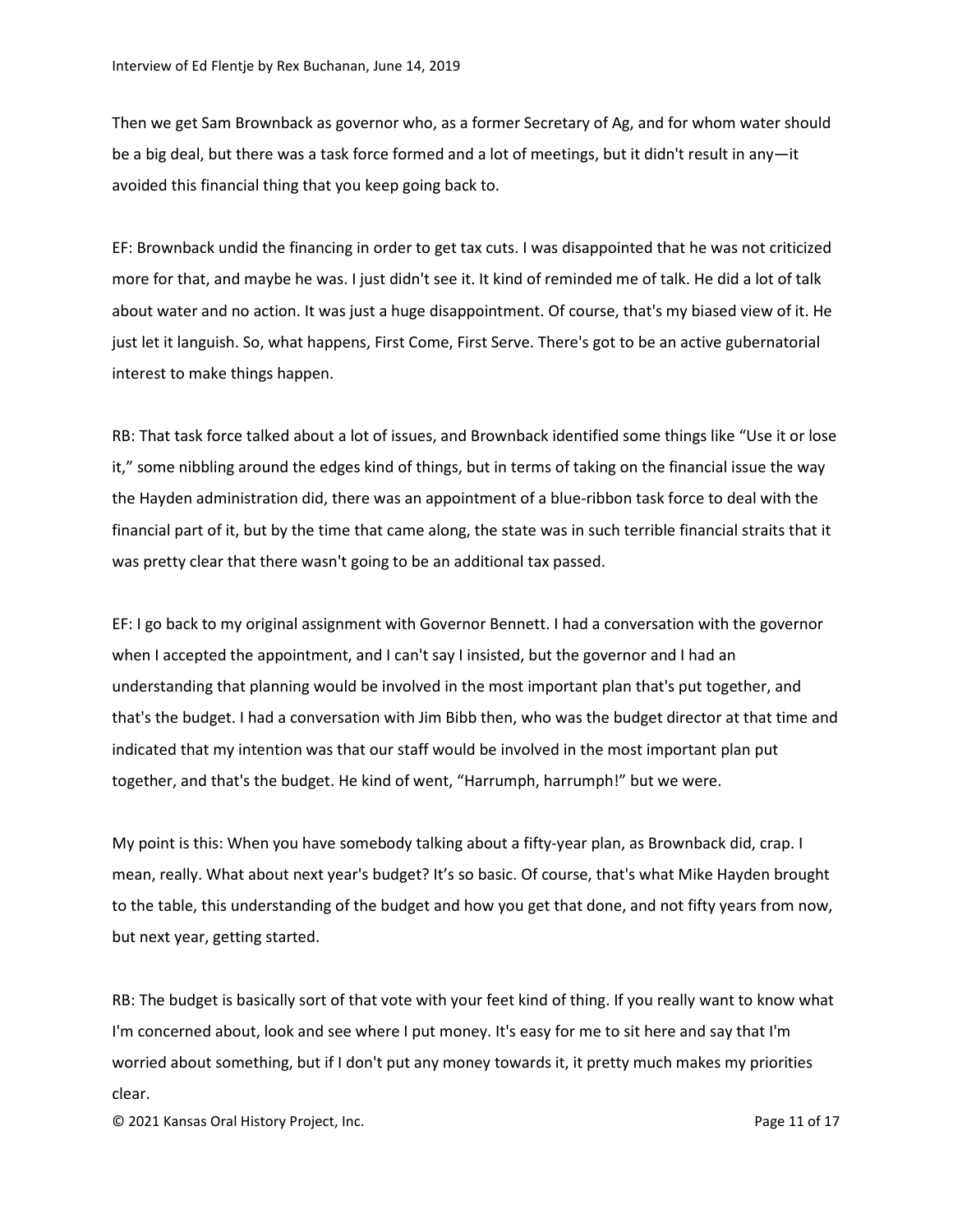Then we get Sam Brownback as governor who, as a former Secretary of Ag, and for whom water should be a big deal, but there was a task force formed and a lot of meetings, but it didn't result in any—it avoided this financial thing that you keep going back to.

EF: Brownback undid the financing in order to get tax cuts. I was disappointed that he was not criticized more for that, and maybe he was. I just didn't see it. It kind of reminded me of talk. He did a lot of talk about water and no action. It was just a huge disappointment. Of course, that's my biased view of it. He just let it languish. So, what happens, First Come, First Serve. There's got to be an active gubernatorial interest to make things happen.

RB: That task force talked about a lot of issues, and Brownback identified some things like "Use it or lose it," some nibbling around the edges kind of things, but in terms of taking on the financial issue the way the Hayden administration did, there was an appointment of a blue-ribbon task force to deal with the financial part of it, but by the time that came along, the state was in such terrible financial straits that it was pretty clear that there wasn't going to be an additional tax passed.

EF: I go back to my original assignment with Governor Bennett. I had a conversation with the governor when I accepted the appointment, and I can't say I insisted, but the governor and I had an understanding that planning would be involved in the most important plan that's put together, and that's the budget. I had a conversation with Jim Bibb then, who was the budget director at that time and indicated that my intention was that our staff would be involved in the most important plan put together, and that's the budget. He kind of went, "Harrumph, harrumph!" but we were.

My point is this: When you have somebody talking about a fifty-year plan, as Brownback did, crap. I mean, really. What about next year's budget? It's so basic. Of course, that's what Mike Hayden brought to the table, this understanding of the budget and how you get that done, and not fifty years from now, but next year, getting started.

RB: The budget is basically sort of that vote with your feet kind of thing. If you really want to know what I'm concerned about, look and see where I put money. It's easy for me to sit here and say that I'm worried about something, but if I don't put any money towards it, it pretty much makes my priorities clear.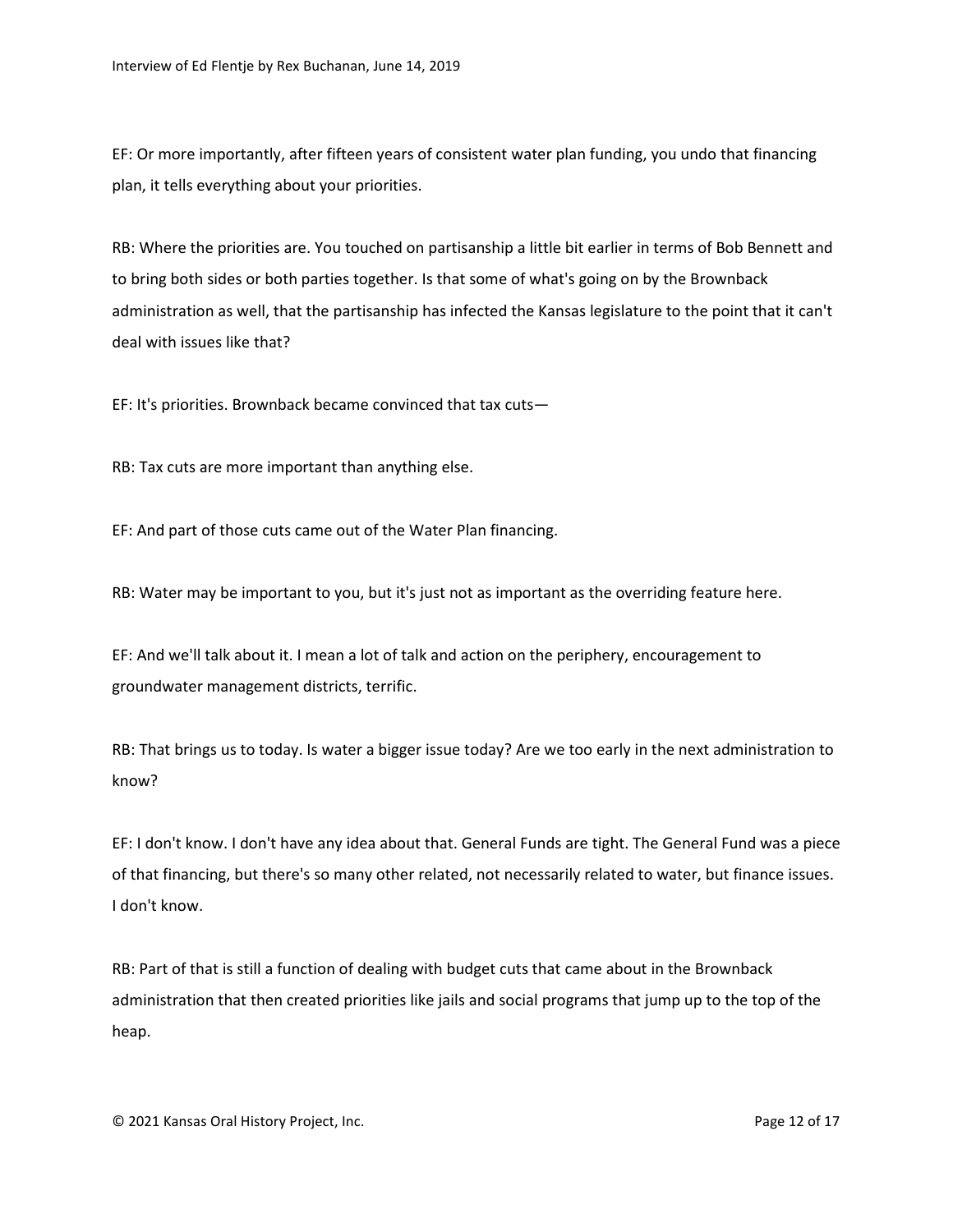EF: Or more importantly, after fifteen years of consistent water plan funding, you undo that financing plan, it tells everything about your priorities.

RB: Where the priorities are. You touched on partisanship a little bit earlier in terms of Bob Bennett and to bring both sides or both parties together. Is that some of what's going on by the Brownback administration as well, that the partisanship has infected the Kansas legislature to the point that it can't deal with issues like that?

EF: It's priorities. Brownback became convinced that tax cuts—

RB: Tax cuts are more important than anything else.

EF: And part of those cuts came out of the Water Plan financing.

RB: Water may be important to you, but it's just not as important as the overriding feature here.

EF: And we'll talk about it. I mean a lot of talk and action on the periphery, encouragement to groundwater management districts, terrific.

RB: That brings us to today. Is water a bigger issue today? Are we too early in the next administration to know?

EF: I don't know. I don't have any idea about that. General Funds are tight. The General Fund was a piece of that financing, but there's so many other related, not necessarily related to water, but finance issues. I don't know.

RB: Part of that is still a function of dealing with budget cuts that came about in the Brownback administration that then created priorities like jails and social programs that jump up to the top of the heap.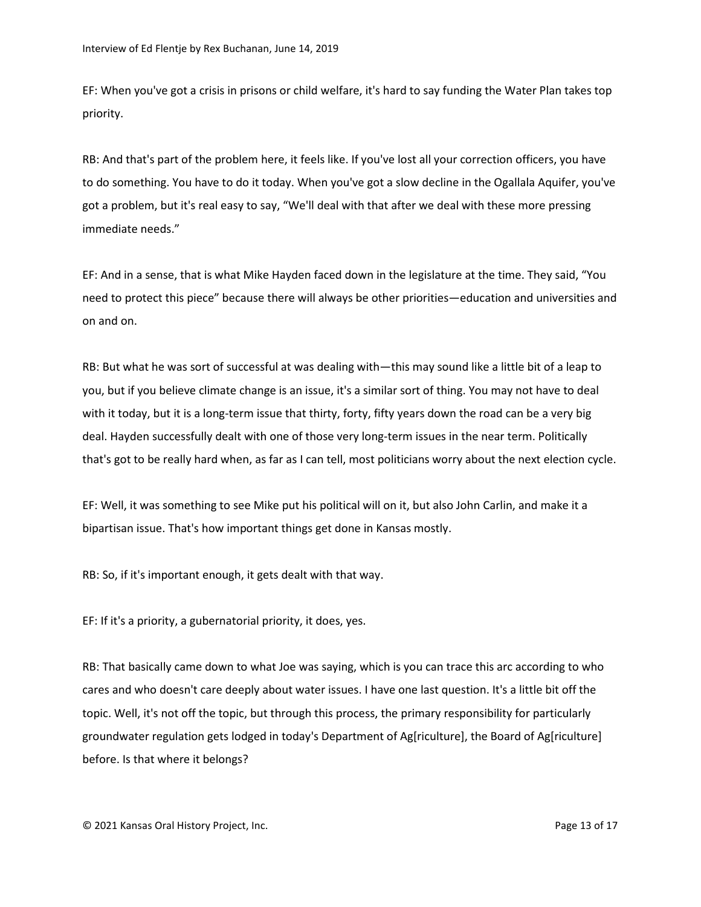EF: When you've got a crisis in prisons or child welfare, it's hard to say funding the Water Plan takes top priority.

RB: And that's part of the problem here, it feels like. If you've lost all your correction officers, you have to do something. You have to do it today. When you've got a slow decline in the Ogallala Aquifer, you've got a problem, but it's real easy to say, "We'll deal with that after we deal with these more pressing immediate needs."

EF: And in a sense, that is what Mike Hayden faced down in the legislature at the time. They said, "You need to protect this piece" because there will always be other priorities—education and universities and on and on.

RB: But what he was sort of successful at was dealing with—this may sound like a little bit of a leap to you, but if you believe climate change is an issue, it's a similar sort of thing. You may not have to deal with it today, but it is a long-term issue that thirty, forty, fifty years down the road can be a very big deal. Hayden successfully dealt with one of those very long-term issues in the near term. Politically that's got to be really hard when, as far as I can tell, most politicians worry about the next election cycle.

EF: Well, it was something to see Mike put his political will on it, but also John Carlin, and make it a bipartisan issue. That's how important things get done in Kansas mostly.

RB: So, if it's important enough, it gets dealt with that way.

EF: If it's a priority, a gubernatorial priority, it does, yes.

RB: That basically came down to what Joe was saying, which is you can trace this arc according to who cares and who doesn't care deeply about water issues. I have one last question. It's a little bit off the topic. Well, it's not off the topic, but through this process, the primary responsibility for particularly groundwater regulation gets lodged in today's Department of Ag[riculture], the Board of Ag[riculture] before. Is that where it belongs?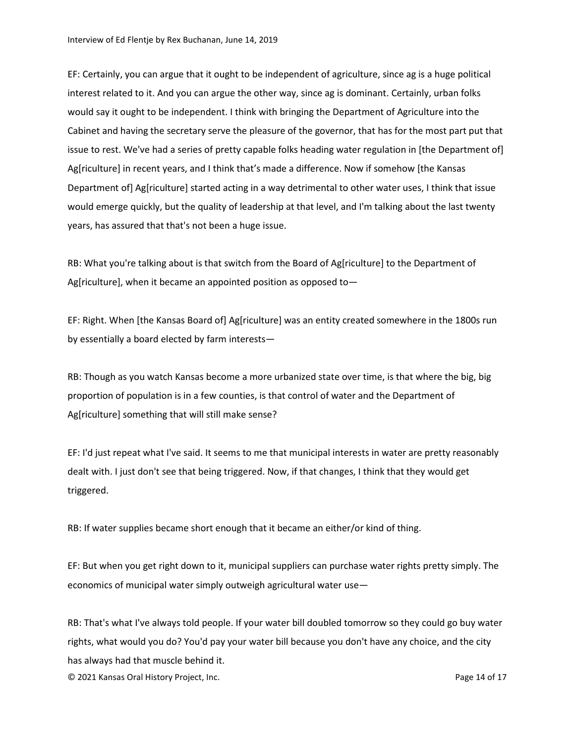EF: Certainly, you can argue that it ought to be independent of agriculture, since ag is a huge political interest related to it. And you can argue the other way, since ag is dominant. Certainly, urban folks would say it ought to be independent. I think with bringing the Department of Agriculture into the Cabinet and having the secretary serve the pleasure of the governor, that has for the most part put that issue to rest. We've had a series of pretty capable folks heading water regulation in [the Department of] Ag[riculture] in recent years, and I think that's made a difference. Now if somehow [the Kansas Department of] Ag[riculture] started acting in a way detrimental to other water uses, I think that issue would emerge quickly, but the quality of leadership at that level, and I'm talking about the last twenty years, has assured that that's not been a huge issue.

RB: What you're talking about is that switch from the Board of Ag[riculture] to the Department of Ag[riculture], when it became an appointed position as opposed to—

EF: Right. When [the Kansas Board of] Ag[riculture] was an entity created somewhere in the 1800s run by essentially a board elected by farm interests—

RB: Though as you watch Kansas become a more urbanized state over time, is that where the big, big proportion of population is in a few counties, is that control of water and the Department of Ag[riculture] something that will still make sense?

EF: I'd just repeat what I've said. It seems to me that municipal interests in water are pretty reasonably dealt with. I just don't see that being triggered. Now, if that changes, I think that they would get triggered.

RB: If water supplies became short enough that it became an either/or kind of thing.

EF: But when you get right down to it, municipal suppliers can purchase water rights pretty simply. The economics of municipal water simply outweigh agricultural water use—

RB: That's what I've always told people. If your water bill doubled tomorrow so they could go buy water rights, what would you do? You'd pay your water bill because you don't have any choice, and the city has always had that muscle behind it.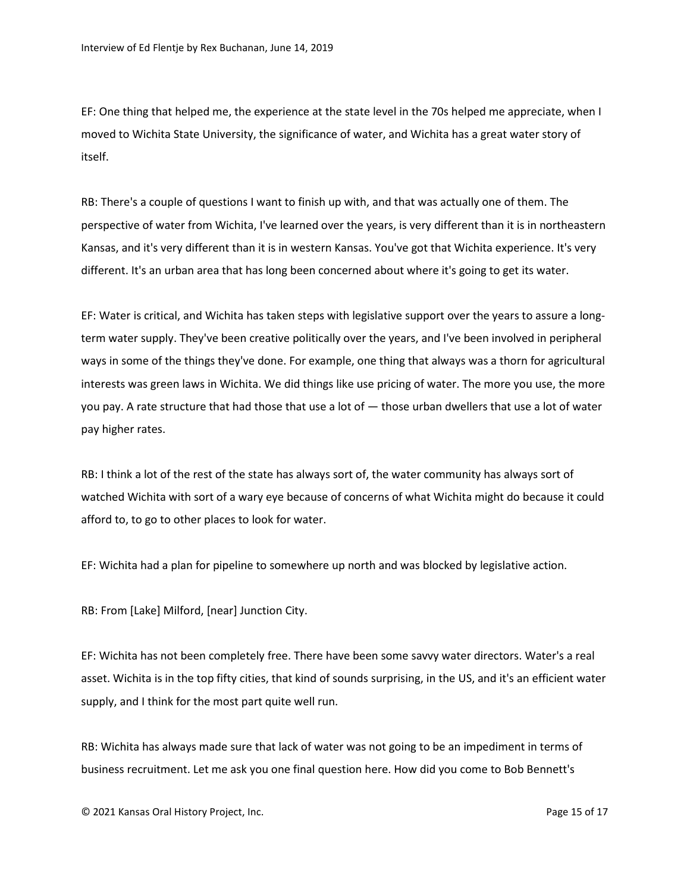EF: One thing that helped me, the experience at the state level in the 70s helped me appreciate, when I moved to Wichita State University, the significance of water, and Wichita has a great water story of itself.

RB: There's a couple of questions I want to finish up with, and that was actually one of them. The perspective of water from Wichita, I've learned over the years, is very different than it is in northeastern Kansas, and it's very different than it is in western Kansas. You've got that Wichita experience. It's very different. It's an urban area that has long been concerned about where it's going to get its water.

EF: Water is critical, and Wichita has taken steps with legislative support over the years to assure a long-term water supply. They've been creative politically over the years, and I've been involved in peripheral ways in some of the things they've done. For example, one thing that always was a thorn for agricultural interests was green laws in Wichita. We did things like use pricing of water. The more you use, the more you pay. A rate structure that had those that use a lot of — those urban dwellers that use a lot of water pay higher rates.

RB: I think a lot of the rest of the state has always sort of, the water community has always sort of watched Wichita with sort of a wary eye because of concerns of what Wichita might do because it could afford to, to go to other places to look for water.

EF: Wichita had a plan for pipeline to somewhere up north and was blocked by legislative action.

RB: From [Lake] Milford, [near] Junction City.

EF: Wichita has not been completely free. There have been some savvy water directors. Water's a real asset. Wichita is in the top fifty cities, that kind of sounds surprising, in the US, and it's an efficient water supply, and I think for the most part quite well run.

RB: Wichita has always made sure that lack of water was not going to be an impediment in terms of business recruitment. Let me ask you one final question here. How did you come to Bob Bennett's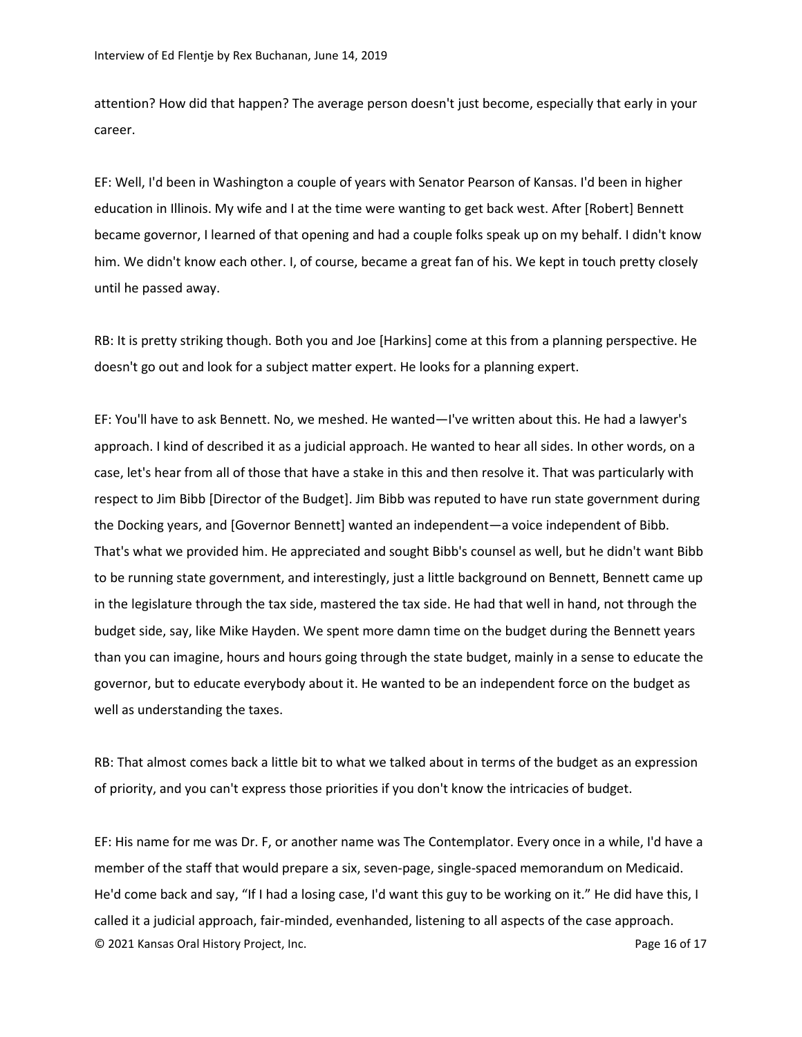attention? How did that happen? The average person doesn't just become, especially that early in your career.

EF: Well, I'd been in Washington a couple of years with Senator Pearson of Kansas. I'd been in higher education in Illinois. My wife and I at the time were wanting to get back west. After [Robert] Bennett became governor, I learned of that opening and had a couple folks speak up on my behalf. I didn't know him. We didn't know each other. I, of course, became a great fan of his. We kept in touch pretty closely until he passed away.

RB: It is pretty striking though. Both you and Joe [Harkins] come at this from a planning perspective. He doesn't go out and look for a subject matter expert. He looks for a planning expert.

EF: You'll have to ask Bennett. No, we meshed. He wanted—I've written about this. He had a lawyer's approach. I kind of described it as a judicial approach. He wanted to hear all sides. In other words, on a case, let's hear from all of those that have a stake in this and then resolve it. That was particularly with respect to Jim Bibb [Director of the Budget]. Jim Bibb was reputed to have run state government during the Docking years, and [Governor Bennett] wanted an independent—a voice independent of Bibb. That's what we provided him. He appreciated and sought Bibb's counsel as well, but he didn't want Bibb to be running state government, and interestingly, just a little background on Bennett, Bennett came up in the legislature through the tax side, mastered the tax side. He had that well in hand, not through the budget side, say, like Mike Hayden. We spent more damn time on the budget during the Bennett years than you can imagine, hours and hours going through the state budget, mainly in a sense to educate the governor, but to educate everybody about it. He wanted to be an independent force on the budget as well as understanding the taxes.

RB: That almost comes back a little bit to what we talked about in terms of the budget as an expression of priority, and you can't express those priorities if you don't know the intricacies of budget.

EF: His name for me was Dr. F, or another name was The Contemplator. Every once in a while, I'd have a member of the staff that would prepare a six, seven-page, single-spaced memorandum on Medicaid. He'd come back and say, "If I had a losing case, I'd want this guy to be working on it." He did have this, I called it a judicial approach, fair-minded, evenhanded, listening to all aspects of the case approach.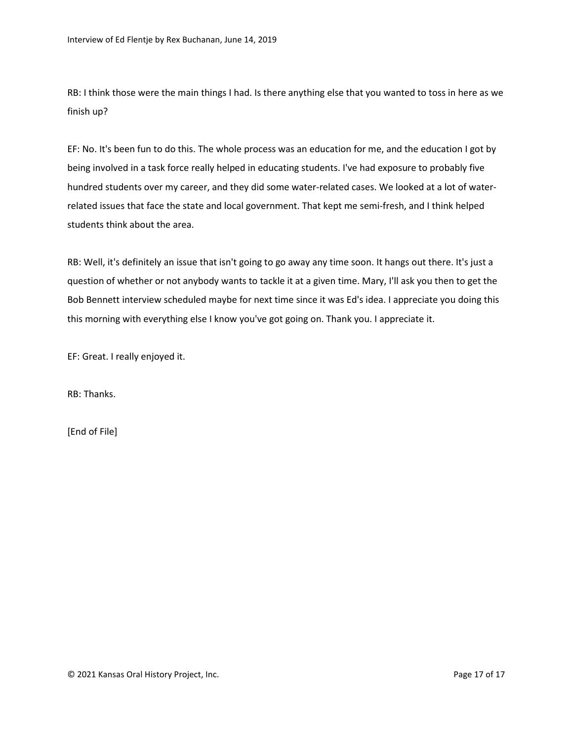RB: I think those were the main things I had. Is there anything else that you wanted to toss in here as we finish up?

EF: No. It's been fun to do this. The whole process was an education for me, and the education I got by being involved in a task force really helped in educating students. I've had exposure to probably five hundred students over my career, and they did some water-related cases. We looked at a lot of water-related issues that face the state and local government. That kept me semi-fresh, and I think helped students think about the area.

RB: Well, it's definitely an issue that isn't going to go away any time soon. It hangs out there. It's just a question of whether or not anybody wants to tackle it at a given time. Mary, I'll ask you then to get the Bob Bennett interview scheduled maybe for next time since it was Ed's idea. I appreciate you doing this this morning with everything else I know you've got going on. Thank you. I appreciate it.

EF: Great. I really enjoyed it.

RB: Thanks.

[End of File]